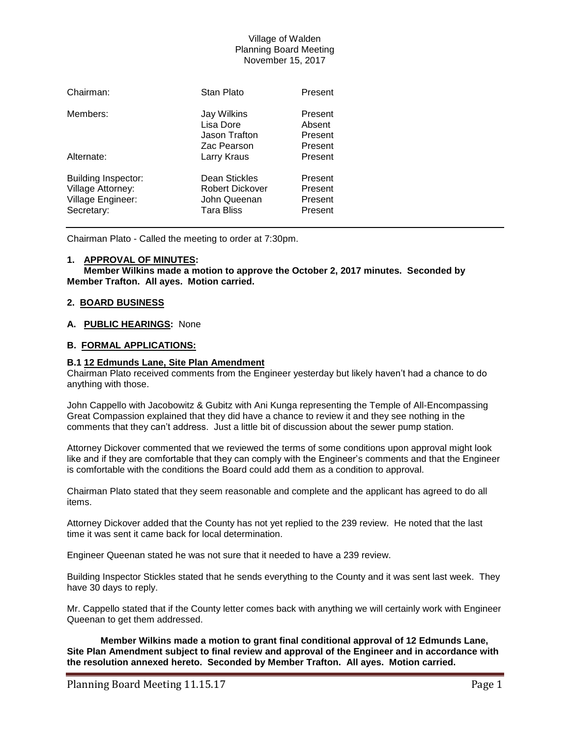Village of Walden
Planning Board Meeting
November 15, 2017

| | | |
|---|---|---|
| Chairman: | Stan Plato | Present |
| Members: | Jay Wilkins | Present |
| | Lisa Dore | Absent |
| | Jason Trafton | Present |
| | Zac Pearson | Present |
| Alternate: | Larry Kraus | Present |
| Building Inspector: | Dean Stickles | Present |
| Village Attorney: | Robert Dickover | Present |
| Village Engineer: | John Queenan | Present |
| Secretary: | Tara Bliss | Present |

Chairman Plato - Called the meeting to order at 7:30pm.

## 1. APPROVAL OF MINUTES:

**Member Wilkins made a motion to approve the October 2, 2017 minutes. Seconded by Member Trafton. All ayes. Motion carried.**

## 2. BOARD BUSINESS

### A. PUBLIC HEARINGS: None

### B. FORMAL APPLICATIONS:

#### B.1 12 Edmunds Lane, Site Plan Amendment

Chairman Plato received comments from the Engineer yesterday but likely haven't had a chance to do anything with those.

John Cappello with Jacobowitz & Gubitz with Ani Kunga representing the Temple of All-Encompassing Great Compassion explained that they did have a chance to review it and they see nothing in the comments that they can't address. Just a little bit of discussion about the sewer pump station.

Attorney Dickover commented that we reviewed the terms of some conditions upon approval might look like and if they are comfortable that they can comply with the Engineer's comments and that the Engineer is comfortable with the conditions the Board could add them as a condition to approval.

Chairman Plato stated that they seem reasonable and complete and the applicant has agreed to do all items.

Attorney Dickover added that the County has not yet replied to the 239 review. He noted that the last time it was sent it came back for local determination.

Engineer Queenan stated he was not sure that it needed to have a 239 review.

Building Inspector Stickles stated that he sends everything to the County and it was sent last week. They have 30 days to reply.

Mr. Cappello stated that if the County letter comes back with anything we will certainly work with Engineer Queenan to get them addressed.

**Member Wilkins made a motion to grant final conditional approval of 12 Edmunds Lane, Site Plan Amendment subject to final review and approval of the Engineer and in accordance with the resolution annexed hereto. Seconded by Member Trafton. All ayes. Motion carried.**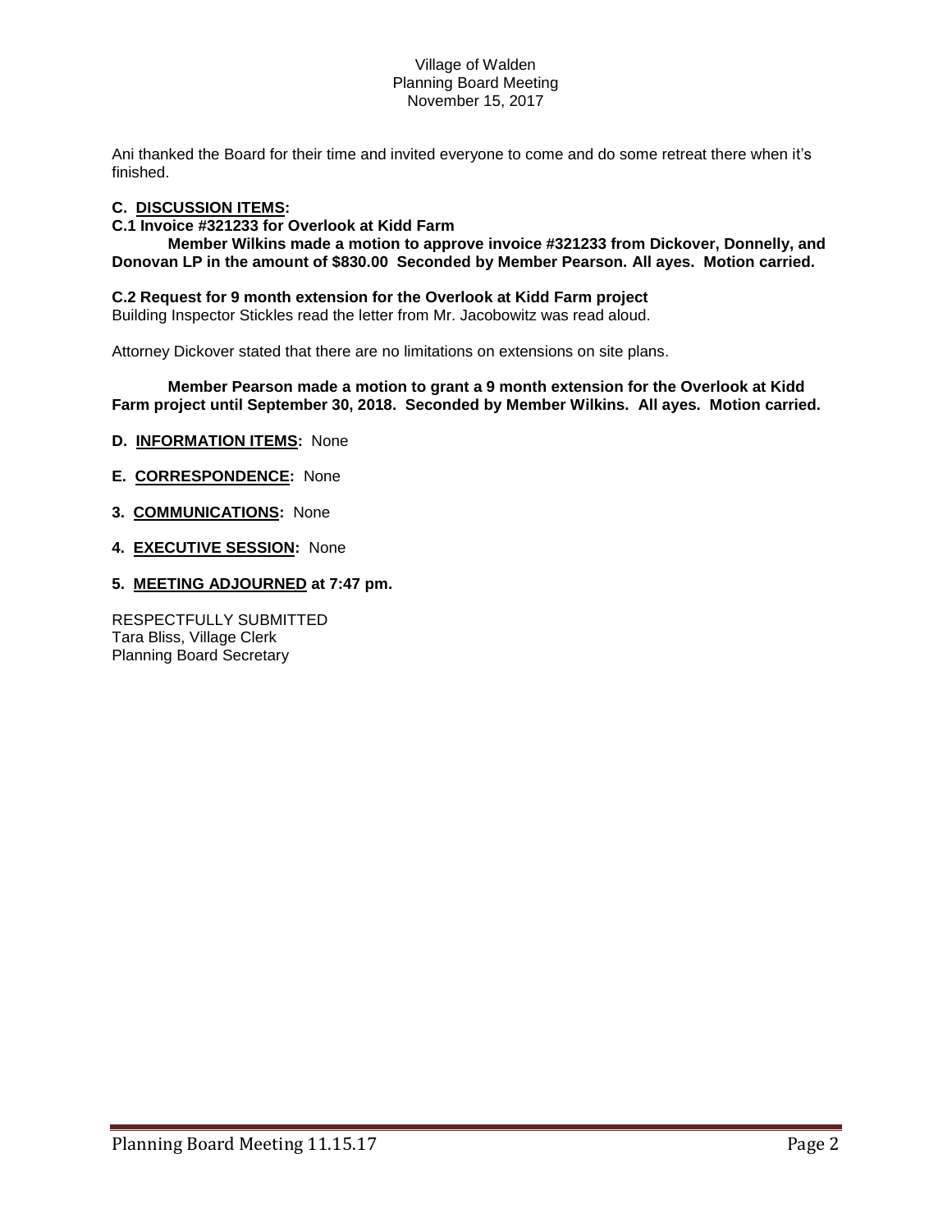Ani thanked the Board for their time and invited everyone to come and do some retreat there when it's finished.

**C. DISCUSSION ITEMS:**

**C.1 Invoice #321233 for Overlook at Kidd Farm**

**Member Wilkins made a motion to approve invoice #321233 from Dickover, Donnelly, and Donovan LP in the amount of $830.00 Seconded by Member Pearson. All ayes. Motion carried.**

**C.2 Request for 9 month extension for the Overlook at Kidd Farm project**

Building Inspector Stickles read the letter from Mr. Jacobowitz was read aloud.

Attorney Dickover stated that there are no limitations on extensions on site plans.

**Member Pearson made a motion to grant a 9 month extension for the Overlook at Kidd Farm project until September 30, 2018. Seconded by Member Wilkins. All ayes. Motion carried.**

**D. INFORMATION ITEMS:** None

**E. CORRESPONDENCE:** None

**3. COMMUNICATIONS:** None

**4. EXECUTIVE SESSION:** None

**5. MEETING ADJOURNED at 7:47 pm.**

RESPECTFULLY SUBMITTED
Tara Bliss, Village Clerk
Planning Board Secretary